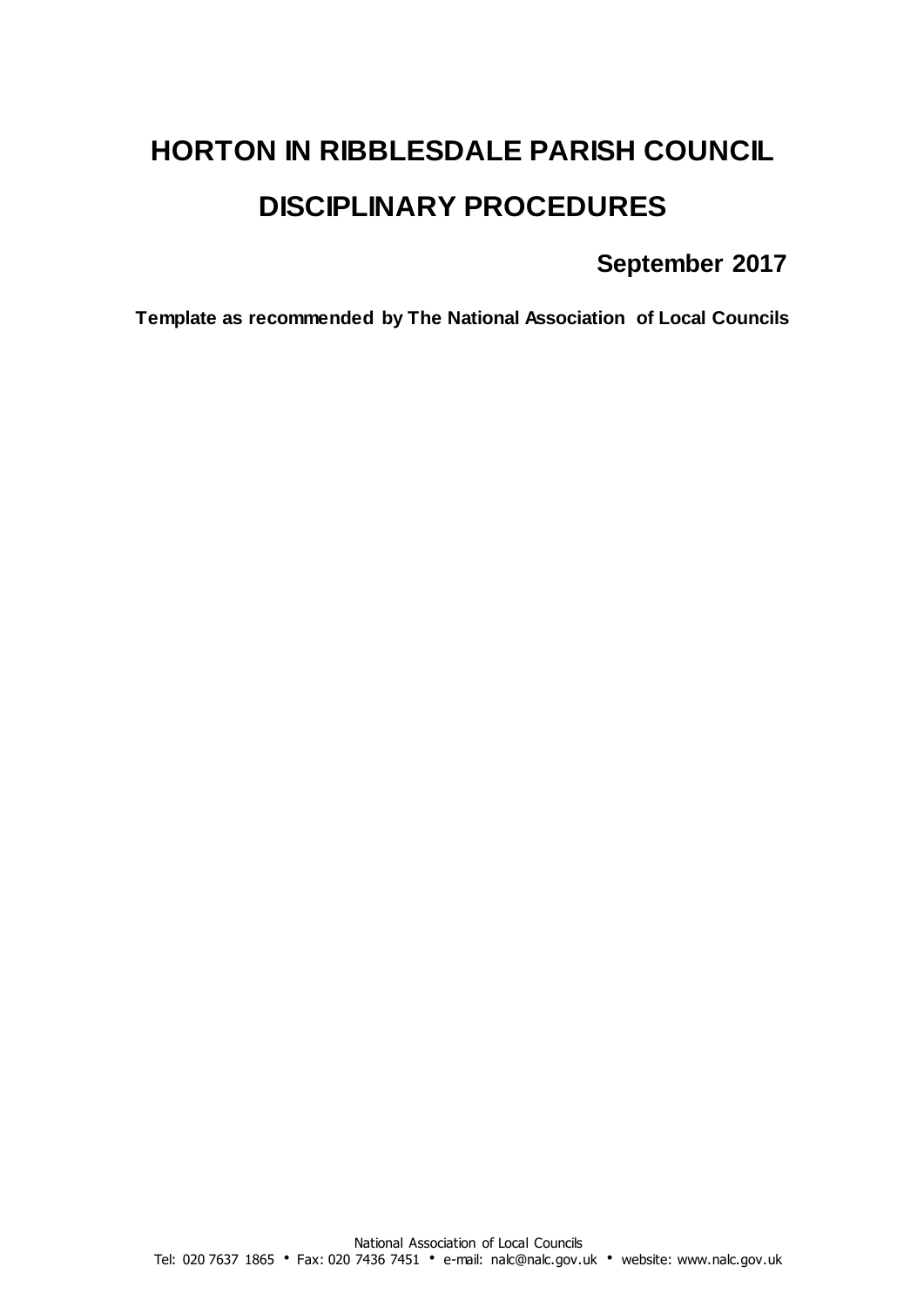# HORTON IN RIBBLESDALE PARISH COUNCIL

# DISCIPLINARY PROCEDURES

**September 2017**

**Template as recommended by The National Association of Local Councils**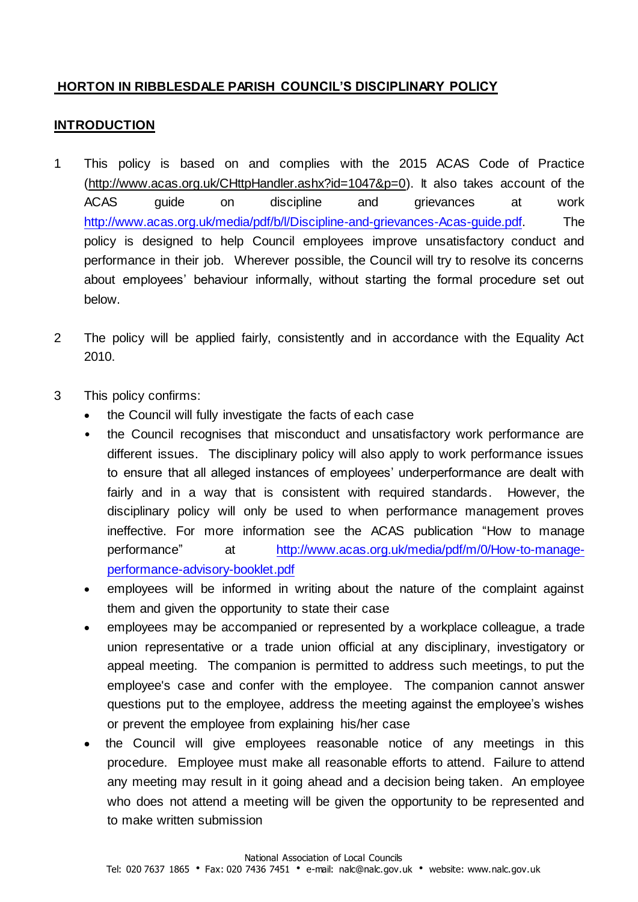## HORTON IN RIBBLESDALE PARISH COUNCIL'S DISCIPLINARY POLICY

## INTRODUCTION

1 This policy is based on and complies with the 2015 ACAS Code of Practice (http://www.acas.org.uk/CHttpHandler.ashx?id=1047&p=0). It also takes account of the ACAS guide on discipline and grievances at work http://www.acas.org.uk/media/pdf/b/l/Discipline-and-grievances-Acas-guide.pdf. The policy is designed to help Council employees improve unsatisfactory conduct and performance in their job. Wherever possible, the Council will try to resolve its concerns about employees' behaviour informally, without starting the formal procedure set out below.

2 The policy will be applied fairly, consistently and in accordance with the Equality Act 2010.

3 This policy confirms:

- the Council will fully investigate the facts of each case
- the Council recognises that misconduct and unsatisfactory work performance are different issues. The disciplinary policy will also apply to work performance issues to ensure that all alleged instances of employees' underperformance are dealt with fairly and in a way that is consistent with required standards. However, the disciplinary policy will only be used to when performance management proves ineffective. For more information see the ACAS publication "How to manage performance" at http://www.acas.org.uk/media/pdf/m/0/How-to-manage-performance-advisory-booklet.pdf
- employees will be informed in writing about the nature of the complaint against them and given the opportunity to state their case
- employees may be accompanied or represented by a workplace colleague, a trade union representative or a trade union official at any disciplinary, investigatory or appeal meeting. The companion is permitted to address such meetings, to put the employee's case and confer with the employee. The companion cannot answer questions put to the employee, address the meeting against the employee's wishes or prevent the employee from explaining his/her case
- the Council will give employees reasonable notice of any meetings in this procedure. Employee must make all reasonable efforts to attend. Failure to attend any meeting may result in it going ahead and a decision being taken. An employee who does not attend a meeting will be given the opportunity to be represented and to make written submission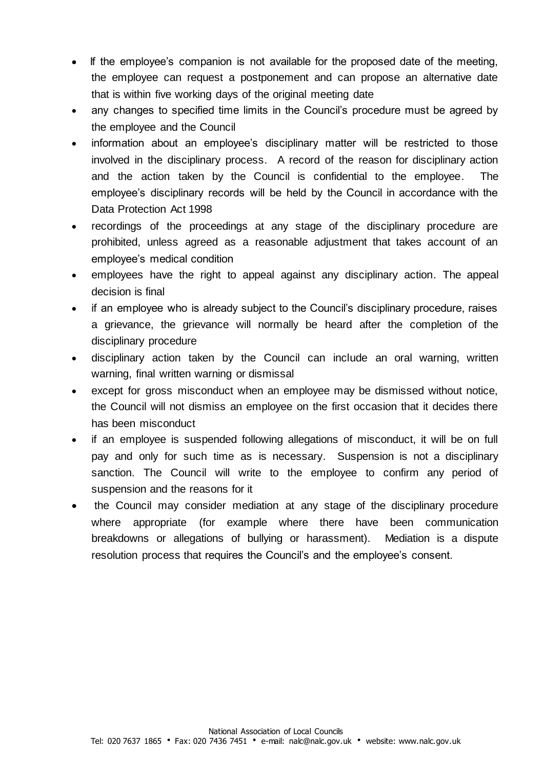- If the employee's companion is not available for the proposed date of the meeting, the employee can request a postponement and can propose an alternative date that is within five working days of the original meeting date
- any changes to specified time limits in the Council's procedure must be agreed by the employee and the Council
- information about an employee's disciplinary matter will be restricted to those involved in the disciplinary process. A record of the reason for disciplinary action and the action taken by the Council is confidential to the employee. The employee's disciplinary records will be held by the Council in accordance with the Data Protection Act 1998
- recordings of the proceedings at any stage of the disciplinary procedure are prohibited, unless agreed as a reasonable adjustment that takes account of an employee's medical condition
- employees have the right to appeal against any disciplinary action. The appeal decision is final
- if an employee who is already subject to the Council's disciplinary procedure, raises a grievance, the grievance will normally be heard after the completion of the disciplinary procedure
- disciplinary action taken by the Council can include an oral warning, written warning, final written warning or dismissal
- except for gross misconduct when an employee may be dismissed without notice, the Council will not dismiss an employee on the first occasion that it decides there has been misconduct
- if an employee is suspended following allegations of misconduct, it will be on full pay and only for such time as is necessary. Suspension is not a disciplinary sanction. The Council will write to the employee to confirm any period of suspension and the reasons for it
- the Council may consider mediation at any stage of the disciplinary procedure where appropriate (for example where there have been communication breakdowns or allegations of bullying or harassment). Mediation is a dispute resolution process that requires the Council's and the employee's consent.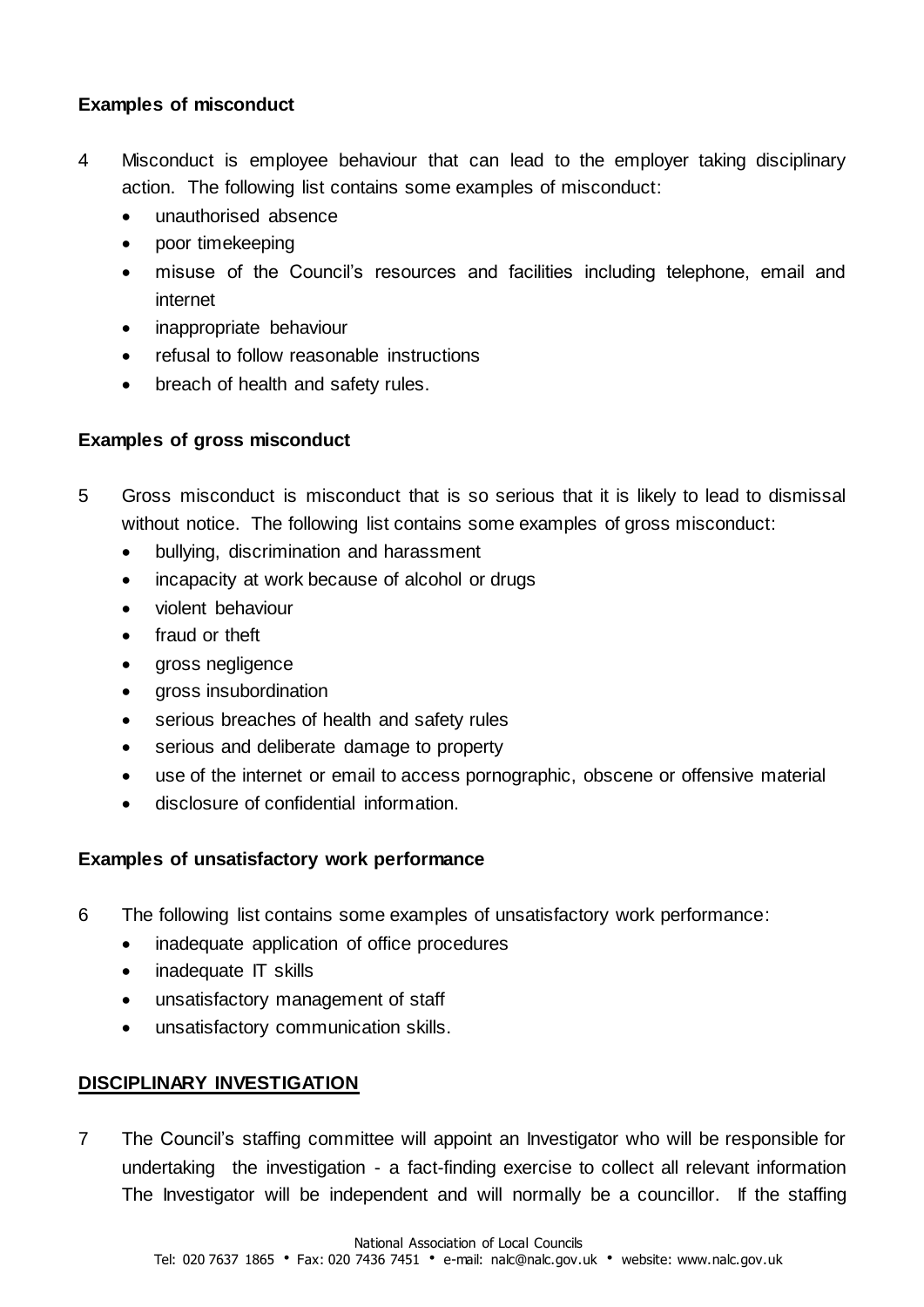**Examples of misconduct**

4 Misconduct is employee behaviour that can lead to the employer taking disciplinary action. The following list contains some examples of misconduct:

- unauthorised absence
- poor timekeeping
- misuse of the Council's resources and facilities including telephone, email and internet
- inappropriate behaviour
- refusal to follow reasonable instructions
- breach of health and safety rules.

**Examples of gross misconduct**

5 Gross misconduct is misconduct that is so serious that it is likely to lead to dismissal without notice. The following list contains some examples of gross misconduct:

- bullying, discrimination and harassment
- incapacity at work because of alcohol or drugs
- violent behaviour
- fraud or theft
- gross negligence
- gross insubordination
- serious breaches of health and safety rules
- serious and deliberate damage to property
- use of the internet or email to access pornographic, obscene or offensive material
- disclosure of confidential information.

**Examples of unsatisfactory work performance**

6 The following list contains some examples of unsatisfactory work performance:

- inadequate application of office procedures
- inadequate IT skills
- unsatisfactory management of staff
- unsatisfactory communication skills.

## DISCIPLINARY INVESTIGATION

7 The Council's staffing committee will appoint an Investigator who will be responsible for undertaking the investigation - a fact-finding exercise to collect all relevant information The Investigator will be independent and will normally be a councillor. If the staffing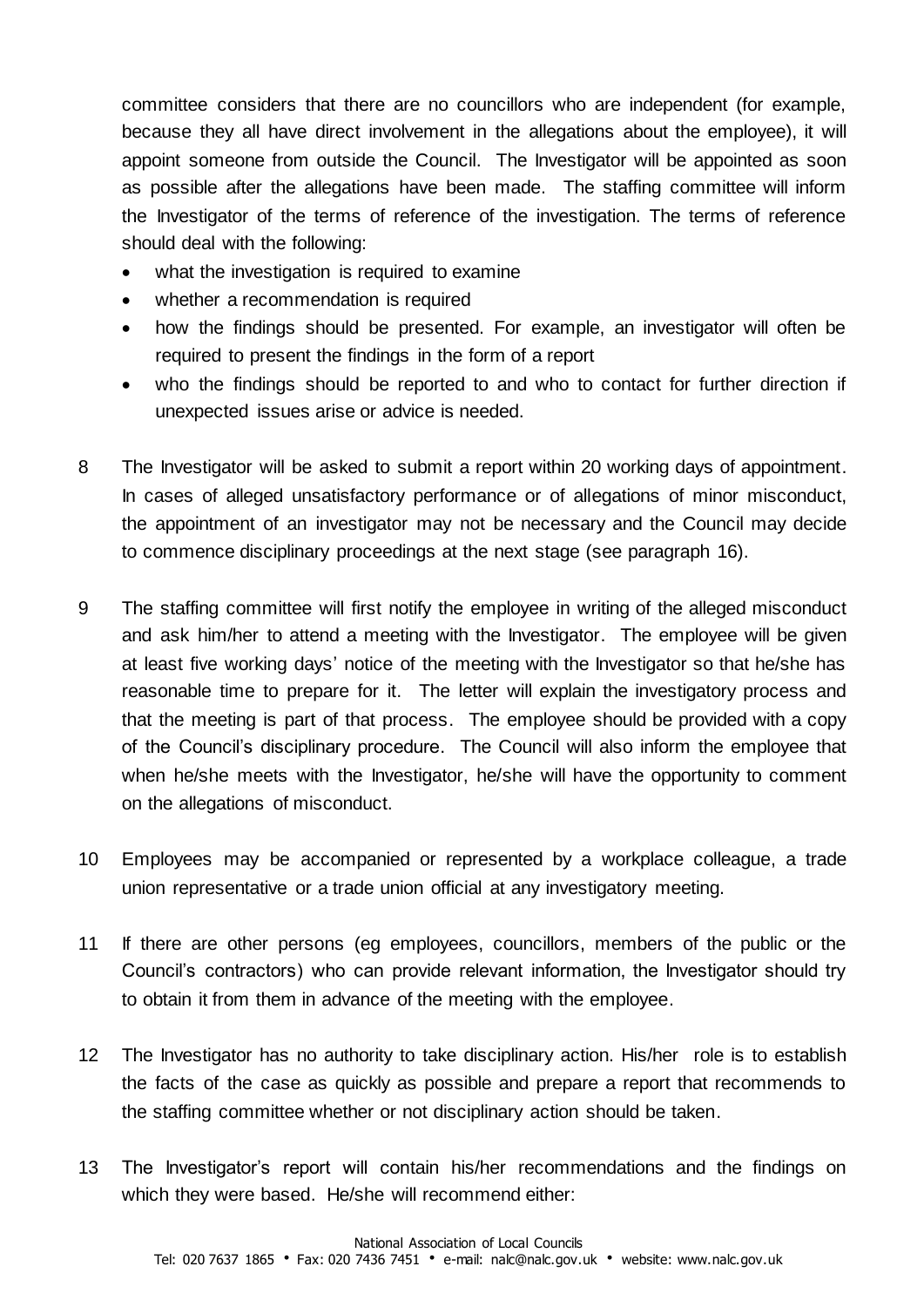committee considers that there are no councillors who are independent (for example, because they all have direct involvement in the allegations about the employee), it will appoint someone from outside the Council. The Investigator will be appointed as soon as possible after the allegations have been made. The staffing committee will inform the Investigator of the terms of reference of the investigation. The terms of reference should deal with the following:

- what the investigation is required to examine
- whether a recommendation is required
- how the findings should be presented. For example, an investigator will often be required to present the findings in the form of a report
- who the findings should be reported to and who to contact for further direction if unexpected issues arise or advice is needed.

8 The Investigator will be asked to submit a report within 20 working days of appointment. In cases of alleged unsatisfactory performance or of allegations of minor misconduct, the appointment of an investigator may not be necessary and the Council may decide to commence disciplinary proceedings at the next stage (see paragraph 16).

9 The staffing committee will first notify the employee in writing of the alleged misconduct and ask him/her to attend a meeting with the Investigator. The employee will be given at least five working days' notice of the meeting with the Investigator so that he/she has reasonable time to prepare for it. The letter will explain the investigatory process and that the meeting is part of that process. The employee should be provided with a copy of the Council's disciplinary procedure. The Council will also inform the employee that when he/she meets with the Investigator, he/she will have the opportunity to comment on the allegations of misconduct.

10 Employees may be accompanied or represented by a workplace colleague, a trade union representative or a trade union official at any investigatory meeting.

11 If there are other persons (eg employees, councillors, members of the public or the Council's contractors) who can provide relevant information, the Investigator should try to obtain it from them in advance of the meeting with the employee.

12 The Investigator has no authority to take disciplinary action. His/her role is to establish the facts of the case as quickly as possible and prepare a report that recommends to the staffing committee whether or not disciplinary action should be taken.

13 The Investigator's report will contain his/her recommendations and the findings on which they were based. He/she will recommend either: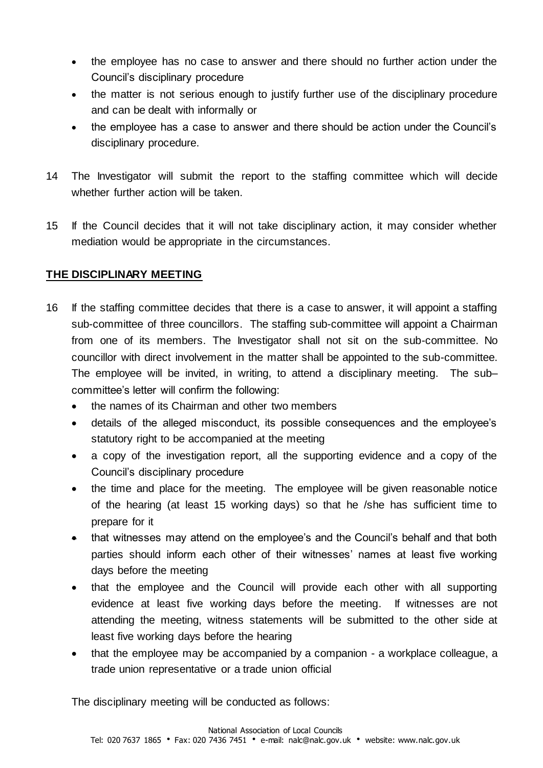- the employee has no case to answer and there should no further action under the Council's disciplinary procedure
- the matter is not serious enough to justify further use of the disciplinary procedure and can be dealt with informally or
- the employee has a case to answer and there should be action under the Council's disciplinary procedure.

14 The Investigator will submit the report to the staffing committee which will decide whether further action will be taken.

15 If the Council decides that it will not take disciplinary action, it may consider whether mediation would be appropriate in the circumstances.

**THE DISCIPLINARY MEETING**

16 If the staffing committee decides that there is a case to answer, it will appoint a staffing sub-committee of three councillors. The staffing sub-committee will appoint a Chairman from one of its members. The Investigator shall not sit on the sub-committee. No councillor with direct involvement in the matter shall be appointed to the sub-committee. The employee will be invited, in writing, to attend a disciplinary meeting. The sub–committee's letter will confirm the following:

- the names of its Chairman and other two members
- details of the alleged misconduct, its possible consequences and the employee's statutory right to be accompanied at the meeting
- a copy of the investigation report, all the supporting evidence and a copy of the Council's disciplinary procedure
- the time and place for the meeting. The employee will be given reasonable notice of the hearing (at least 15 working days) so that he /she has sufficient time to prepare for it
- that witnesses may attend on the employee's and the Council's behalf and that both parties should inform each other of their witnesses' names at least five working days before the meeting
- that the employee and the Council will provide each other with all supporting evidence at least five working days before the meeting. If witnesses are not attending the meeting, witness statements will be submitted to the other side at least five working days before the hearing
- that the employee may be accompanied by a companion - a workplace colleague, a trade union representative or a trade union official

The disciplinary meeting will be conducted as follows: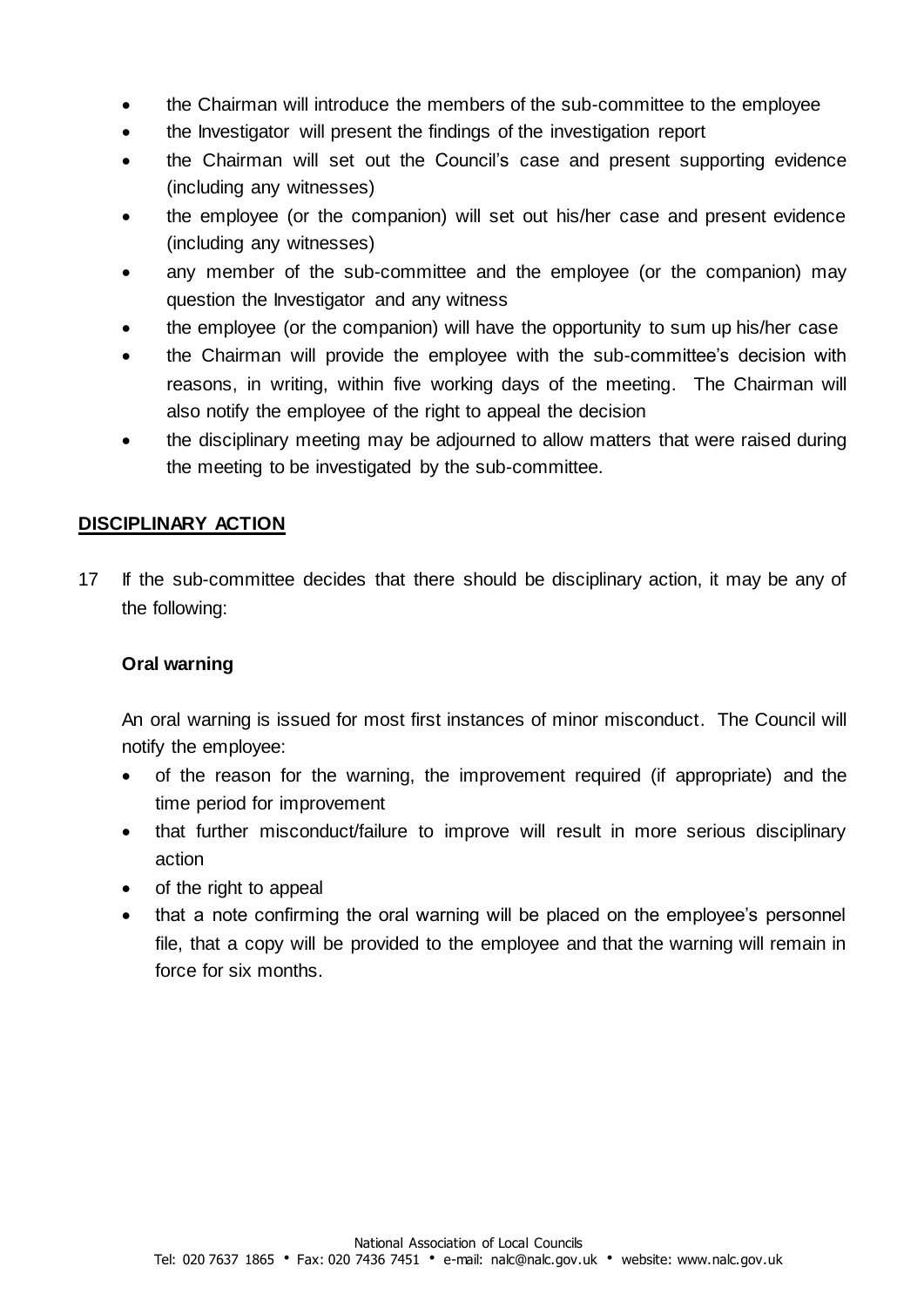- the Chairman will introduce the members of the sub-committee to the employee
- the Investigator will present the findings of the investigation report
- the Chairman will set out the Council's case and present supporting evidence (including any witnesses)
- the employee (or the companion) will set out his/her case and present evidence (including any witnesses)
- any member of the sub-committee and the employee (or the companion) may question the Investigator and any witness
- the employee (or the companion) will have the opportunity to sum up his/her case
- the Chairman will provide the employee with the sub-committee's decision with reasons, in writing, within five working days of the meeting. The Chairman will also notify the employee of the right to appeal the decision
- the disciplinary meeting may be adjourned to allow matters that were raised during the meeting to be investigated by the sub-committee.

## DISCIPLINARY ACTION

17 If the sub-committee decides that there should be disciplinary action, it may be any of the following:

**Oral warning**

An oral warning is issued for most first instances of minor misconduct. The Council will notify the employee:

- of the reason for the warning, the improvement required (if appropriate) and the time period for improvement
- that further misconduct/failure to improve will result in more serious disciplinary action
- of the right to appeal
- that a note confirming the oral warning will be placed on the employee's personnel file, that a copy will be provided to the employee and that the warning will remain in force for six months.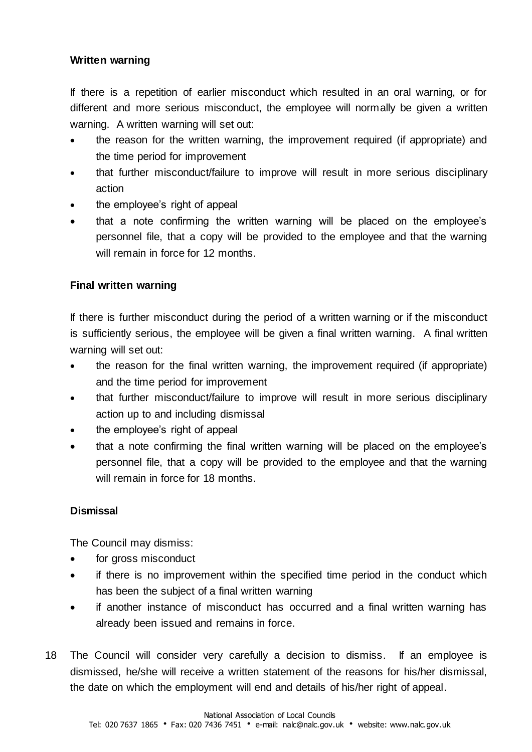**Written warning**

If there is a repetition of earlier misconduct which resulted in an oral warning, or for different and more serious misconduct, the employee will normally be given a written warning. A written warning will set out:

- the reason for the written warning, the improvement required (if appropriate) and the time period for improvement
- that further misconduct/failure to improve will result in more serious disciplinary action
- the employee's right of appeal
- that a note confirming the written warning will be placed on the employee's personnel file, that a copy will be provided to the employee and that the warning will remain in force for 12 months.

**Final written warning**

If there is further misconduct during the period of a written warning or if the misconduct is sufficiently serious, the employee will be given a final written warning. A final written warning will set out:

- the reason for the final written warning, the improvement required (if appropriate) and the time period for improvement
- that further misconduct/failure to improve will result in more serious disciplinary action up to and including dismissal
- the employee's right of appeal
- that a note confirming the final written warning will be placed on the employee's personnel file, that a copy will be provided to the employee and that the warning will remain in force for 18 months.

**Dismissal**

The Council may dismiss:

- for gross misconduct
- if there is no improvement within the specified time period in the conduct which has been the subject of a final written warning
- if another instance of misconduct has occurred and a final written warning has already been issued and remains in force.

18 The Council will consider very carefully a decision to dismiss. If an employee is dismissed, he/she will receive a written statement of the reasons for his/her dismissal, the date on which the employment will end and details of his/her right of appeal.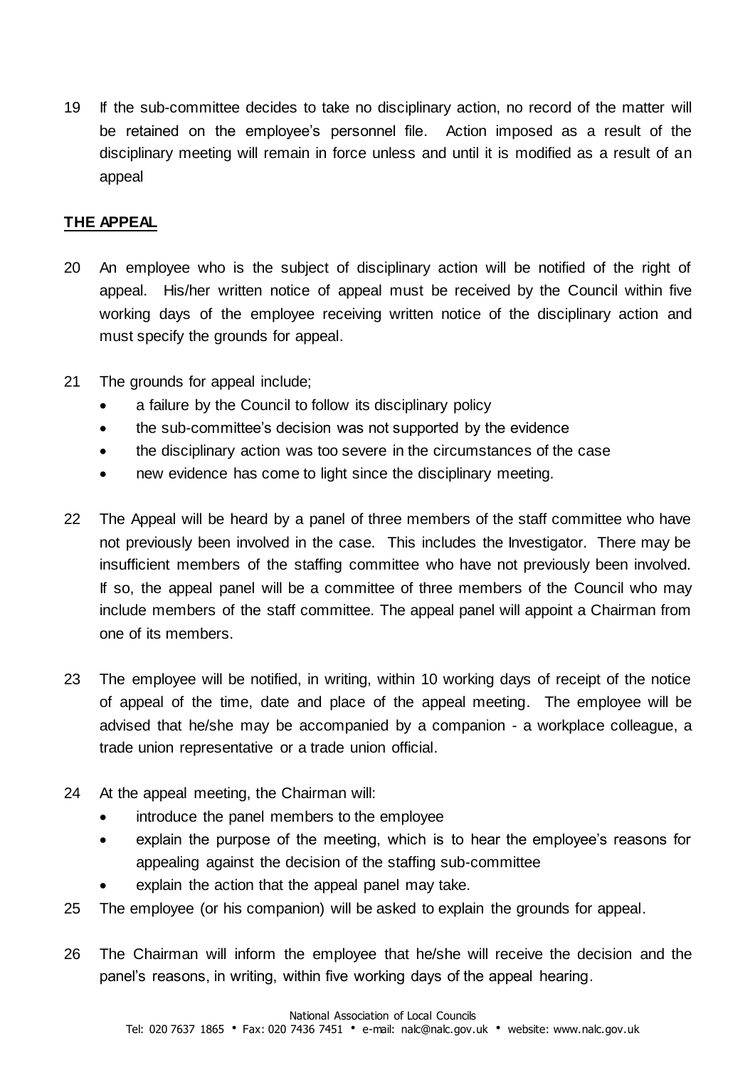19 If the sub-committee decides to take no disciplinary action, no record of the matter will be retained on the employee's personnel file. Action imposed as a result of the disciplinary meeting will remain in force unless and until it is modified as a result of an appeal

## THE APPEAL

20 An employee who is the subject of disciplinary action will be notified of the right of appeal. His/her written notice of appeal must be received by the Council within five working days of the employee receiving written notice of the disciplinary action and must specify the grounds for appeal.

21 The grounds for appeal include;

- a failure by the Council to follow its disciplinary policy
- the sub-committee's decision was not supported by the evidence
- the disciplinary action was too severe in the circumstances of the case
- new evidence has come to light since the disciplinary meeting.

22 The Appeal will be heard by a panel of three members of the staff committee who have not previously been involved in the case. This includes the Investigator. There may be insufficient members of the staffing committee who have not previously been involved. If so, the appeal panel will be a committee of three members of the Council who may include members of the staff committee. The appeal panel will appoint a Chairman from one of its members.

23 The employee will be notified, in writing, within 10 working days of receipt of the notice of appeal of the time, date and place of the appeal meeting. The employee will be advised that he/she may be accompanied by a companion - a workplace colleague, a trade union representative or a trade union official.

24 At the appeal meeting, the Chairman will:

- introduce the panel members to the employee
- explain the purpose of the meeting, which is to hear the employee's reasons for appealing against the decision of the staffing sub-committee
- explain the action that the appeal panel may take.

25 The employee (or his companion) will be asked to explain the grounds for appeal.

26 The Chairman will inform the employee that he/she will receive the decision and the panel's reasons, in writing, within five working days of the appeal hearing.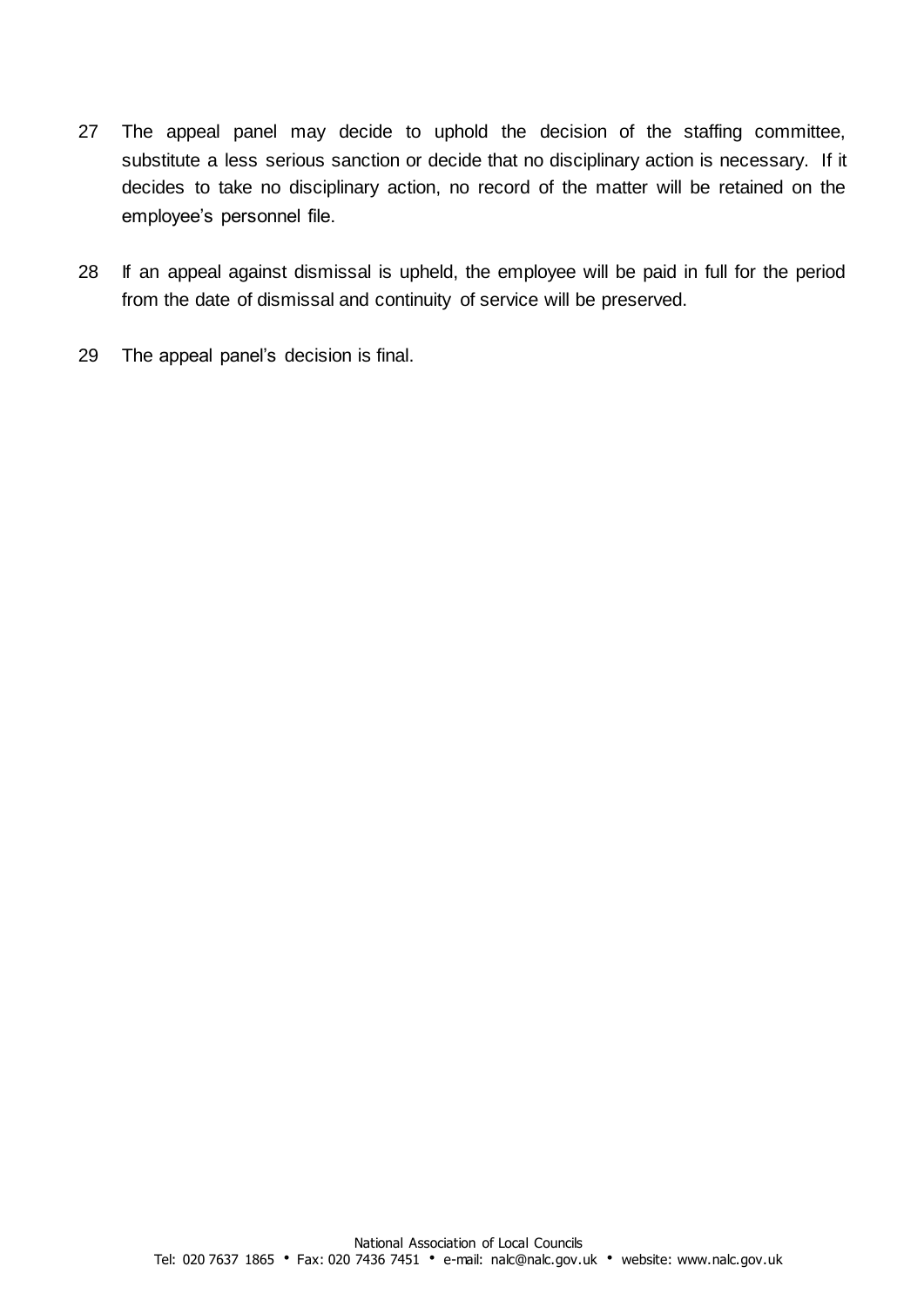27 The appeal panel may decide to uphold the decision of the staffing committee, substitute a less serious sanction or decide that no disciplinary action is necessary. If it decides to take no disciplinary action, no record of the matter will be retained on the employee's personnel file.

28 If an appeal against dismissal is upheld, the employee will be paid in full for the period from the date of dismissal and continuity of service will be preserved.

29 The appeal panel's decision is final.